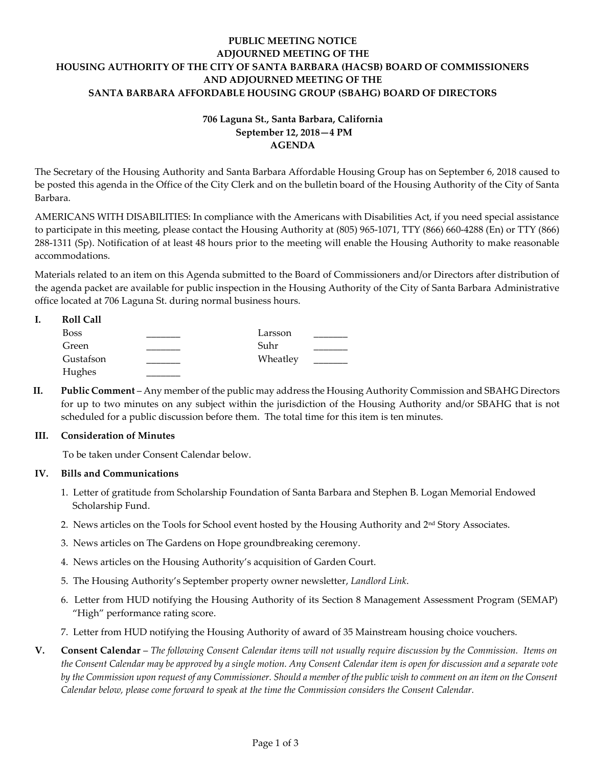# PUBLIC MEETING NOTICE
# ADJOURNED MEETING OF THE
# HOUSING AUTHORITY OF THE CITY OF SANTA BARBARA (HACSB) BOARD OF COMMISSIONERS
# AND ADJOURNED MEETING OF THE
# SANTA BARBARA AFFORDABLE HOUSING GROUP (SBAHG) BOARD OF DIRECTORS

**706 Laguna St., Santa Barbara, California**
**September 12, 2018—4 PM**
**AGENDA**

The Secretary of the Housing Authority and Santa Barbara Affordable Housing Group has on September 6, 2018 caused to be posted this agenda in the Office of the City Clerk and on the bulletin board of the Housing Authority of the City of Santa Barbara.

AMERICANS WITH DISABILITIES: In compliance with the Americans with Disabilities Act, if you need special assistance to participate in this meeting, please contact the Housing Authority at (805) 965-1071, TTY (866) 660-4288 (En) or TTY (866) 288-1311 (Sp). Notification of at least 48 hours prior to the meeting will enable the Housing Authority to make reasonable accommodations.

Materials related to an item on this Agenda submitted to the Board of Commissioners and/or Directors after distribution of the agenda packet are available for public inspection in the Housing Authority of the City of Santa Barbara Administrative office located at 706 Laguna St. during normal business hours.

**I. Roll Call**

| | | | |
|---|---|---|---|
| Boss | _______ | Larsson | _______ |
| Green | _______ | Suhr | _______ |
| Gustafson | _______ | Wheatley | _______ |
| Hughes | _______ | | |

**II. Public Comment** – Any member of the public may address the Housing Authority Commission and SBAHG Directors for up to two minutes on any subject within the jurisdiction of the Housing Authority and/or SBAHG that is not scheduled for a public discussion before them. The total time for this item is ten minutes.

**III. Consideration of Minutes**

To be taken under Consent Calendar below.

**IV. Bills and Communications**

1. Letter of gratitude from Scholarship Foundation of Santa Barbara and Stephen B. Logan Memorial Endowed Scholarship Fund.
2. News articles on the Tools for School event hosted by the Housing Authority and 2nd Story Associates.
3. News articles on The Gardens on Hope groundbreaking ceremony.
4. News articles on the Housing Authority's acquisition of Garden Court.
5. The Housing Authority's September property owner newsletter, *Landlord Link*.
6. Letter from HUD notifying the Housing Authority of its Section 8 Management Assessment Program (SEMAP) "High" performance rating score.
7. Letter from HUD notifying the Housing Authority of award of 35 Mainstream housing choice vouchers.

**V. Consent Calendar** – *The following Consent Calendar items will not usually require discussion by the Commission. Items on the Consent Calendar may be approved by a single motion. Any Consent Calendar item is open for discussion and a separate vote by the Commission upon request of any Commissioner. Should a member of the public wish to comment on an item on the Consent Calendar below, please come forward to speak at the time the Commission considers the Consent Calendar.*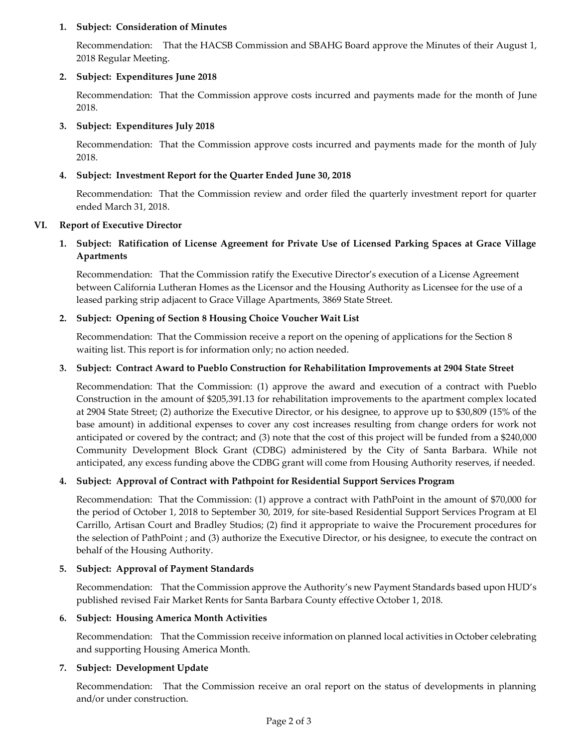1. **Subject: Consideration of Minutes**

   Recommendation: That the HACSB Commission and SBAHG Board approve the Minutes of their August 1, 2018 Regular Meeting.

2. **Subject: Expenditures June 2018**

   Recommendation: That the Commission approve costs incurred and payments made for the month of June 2018.

3. **Subject: Expenditures July 2018**

   Recommendation: That the Commission approve costs incurred and payments made for the month of July 2018.

4. **Subject: Investment Report for the Quarter Ended June 30, 2018**

   Recommendation: That the Commission review and order filed the quarterly investment report for quarter ended March 31, 2018.

## VI. Report of Executive Director

1. **Subject: Ratification of License Agreement for Private Use of Licensed Parking Spaces at Grace Village Apartments**

   Recommendation: That the Commission ratify the Executive Director's execution of a License Agreement between California Lutheran Homes as the Licensor and the Housing Authority as Licensee for the use of a leased parking strip adjacent to Grace Village Apartments, 3869 State Street.

2. **Subject: Opening of Section 8 Housing Choice Voucher Wait List**

   Recommendation: That the Commission receive a report on the opening of applications for the Section 8 waiting list. This report is for information only; no action needed.

3. **Subject: Contract Award to Pueblo Construction for Rehabilitation Improvements at 2904 State Street**

   Recommendation: That the Commission: (1) approve the award and execution of a contract with Pueblo Construction in the amount of $205,391.13 for rehabilitation improvements to the apartment complex located at 2904 State Street; (2) authorize the Executive Director, or his designee, to approve up to $30,809 (15% of the base amount) in additional expenses to cover any cost increases resulting from change orders for work not anticipated or covered by the contract; and (3) note that the cost of this project will be funded from a $240,000 Community Development Block Grant (CDBG) administered by the City of Santa Barbara. While not anticipated, any excess funding above the CDBG grant will come from Housing Authority reserves, if needed.

4. **Subject: Approval of Contract with Pathpoint for Residential Support Services Program**

   Recommendation: That the Commission: (1) approve a contract with PathPoint in the amount of $70,000 for the period of October 1, 2018 to September 30, 2019, for site-based Residential Support Services Program at El Carrillo, Artisan Court and Bradley Studios; (2) find it appropriate to waive the Procurement procedures for the selection of PathPoint ; and (3) authorize the Executive Director, or his designee, to execute the contract on behalf of the Housing Authority.

5. **Subject: Approval of Payment Standards**

   Recommendation: That the Commission approve the Authority's new Payment Standards based upon HUD's published revised Fair Market Rents for Santa Barbara County effective October 1, 2018.

6. **Subject: Housing America Month Activities**

   Recommendation: That the Commission receive information on planned local activities in October celebrating and supporting Housing America Month.

7. **Subject: Development Update**

   Recommendation: That the Commission receive an oral report on the status of developments in planning and/or under construction.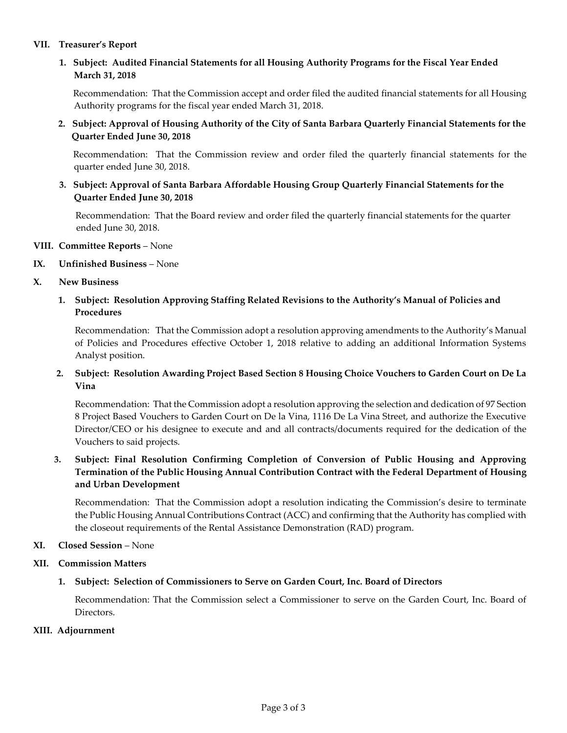## VII. Treasurer's Report

1. **Subject: Audited Financial Statements for all Housing Authority Programs for the Fiscal Year Ended March 31, 2018**

   Recommendation: That the Commission accept and order filed the audited financial statements for all Housing Authority programs for the fiscal year ended March 31, 2018.

2. **Subject: Approval of Housing Authority of the City of Santa Barbara Quarterly Financial Statements for the Quarter Ended June 30, 2018**

   Recommendation: That the Commission review and order filed the quarterly financial statements for the quarter ended June 30, 2018.

3. **Subject: Approval of Santa Barbara Affordable Housing Group Quarterly Financial Statements for the Quarter Ended June 30, 2018**

   Recommendation: That the Board review and order filed the quarterly financial statements for the quarter ended June 30, 2018.

## VIII. Committee Reports – None

## IX. Unfinished Business – None

## X. New Business

1. **Subject: Resolution Approving Staffing Related Revisions to the Authority's Manual of Policies and Procedures**

   Recommendation: That the Commission adopt a resolution approving amendments to the Authority's Manual of Policies and Procedures effective October 1, 2018 relative to adding an additional Information Systems Analyst position.

2. **Subject: Resolution Awarding Project Based Section 8 Housing Choice Vouchers to Garden Court on De La Vina**

   Recommendation: That the Commission adopt a resolution approving the selection and dedication of 97 Section 8 Project Based Vouchers to Garden Court on De la Vina, 1116 De La Vina Street, and authorize the Executive Director/CEO or his designee to execute and and all contracts/documents required for the dedication of the Vouchers to said projects.

3. **Subject: Final Resolution Confirming Completion of Conversion of Public Housing and Approving Termination of the Public Housing Annual Contribution Contract with the Federal Department of Housing and Urban Development**

   Recommendation: That the Commission adopt a resolution indicating the Commission's desire to terminate the Public Housing Annual Contributions Contract (ACC) and confirming that the Authority has complied with the closeout requirements of the Rental Assistance Demonstration (RAD) program.

## XI. Closed Session – None

## XII. Commission Matters

1. **Subject: Selection of Commissioners to Serve on Garden Court, Inc. Board of Directors**

   Recommendation: That the Commission select a Commissioner to serve on the Garden Court, Inc. Board of Directors.

## XIII. Adjournment